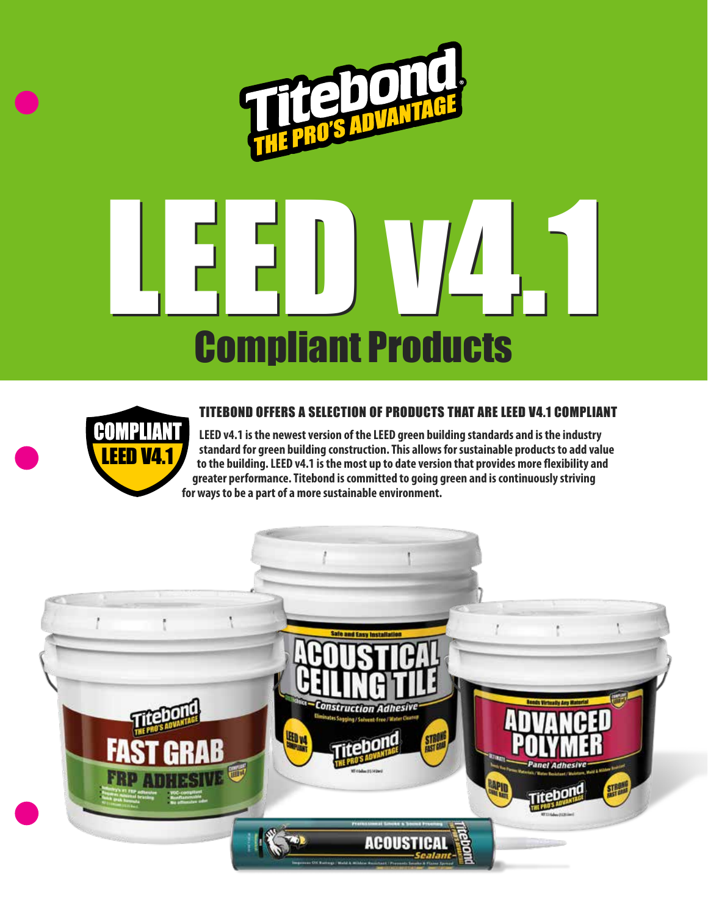Titebond
THE PRO'S ADVANTAGE

# LEED v4.1

## Compliant Products

COMPLIANT
LEED V4.1

### TITEBOND OFFERS A SELECTION OF PRODUCTS THAT ARE LEED V4.1 COMPLIANT

**LEED v4.1 is the newest version of the LEED green building standards and is the industry standard for green building construction. This allows for sustainable products to add value to the building. LEED v4.1 is the most up to date version that provides more flexibility and greater performance. Titebond is committed to going green and is continuously striving for ways to be a part of a more sustainable environment.**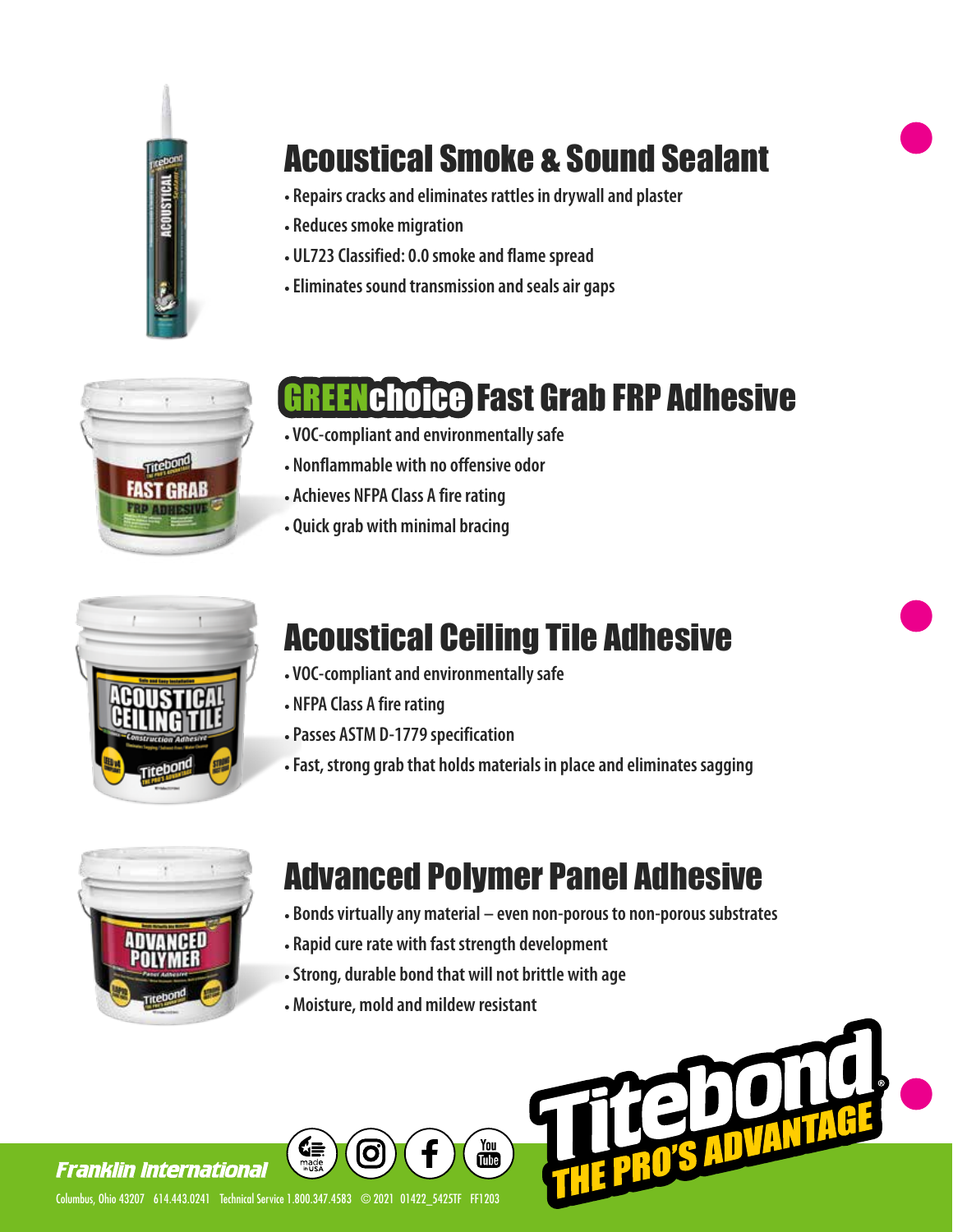## Acoustical Smoke & Sound Sealant

- Repairs cracks and eliminates rattles in drywall and plaster
- Reduces smoke migration
- UL723 Classified: 0.0 smoke and flame spread
- Eliminates sound transmission and seals air gaps

## GREENchoice Fast Grab FRP Adhesive

- VOC-compliant and environmentally safe
- Nonflammable with no offensive odor
- Achieves NFPA Class A fire rating
- Quick grab with minimal bracing

## Acoustical Ceiling Tile Adhesive

- VOC-compliant and environmentally safe
- NFPA Class A fire rating
- Passes ASTM D-1779 specification
- Fast, strong grab that holds materials in place and eliminates sagging

## Advanced Polymer Panel Adhesive

- Bonds virtually any material – even non-porous to non-porous substrates
- Rapid cure rate with fast strength development
- Strong, durable bond that will not brittle with age
- Moisture, mold and mildew resistant

Titebond®
THE PRO'S ADVANTAGE

**Franklin International**

Columbus, Ohio 43207 614.443.0241 Technical Service 1.800.347.4583 © 2021 01422_5425TF FF1203